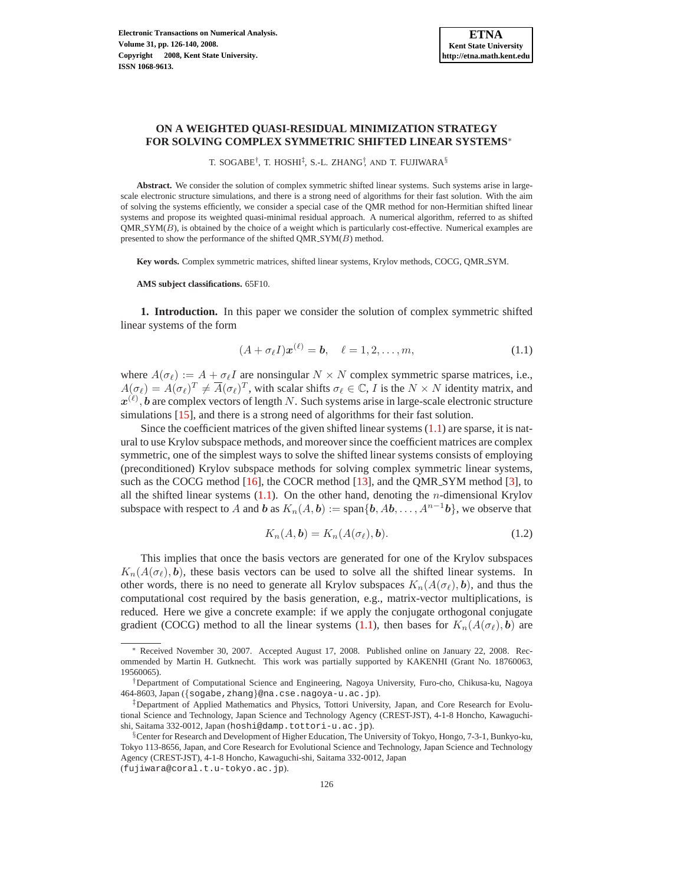# ON A WEIGHTED QUASI-RESIDUAL MINIMIZATION STRATEGY FOR SOLVING COMPLEX SYMMETRIC SHIFTED LINEAR SYSTEMS*

T. SOGABE†, T. HOSHI‡, S.-L. ZHANG†, AND T. FUJIWARA§

**Abstract.** We consider the solution of complex symmetric shifted linear systems. Such systems arise in large-scale electronic structure simulations, and there is a strong need of algorithms for their fast solution. With the aim of solving the systems efficiently, we consider a special case of the QMR method for non-Hermitian shifted linear systems and propose its weighted quasi-minimal residual approach. A numerical algorithm, referred to as shifted QMR_SYM($B$), is obtained by the choice of a weight which is particularly cost-effective. Numerical examples are presented to show the performance of the shifted QMR_SYM($B$) method.

**Key words.** Complex symmetric matrices, shifted linear systems, Krylov methods, COCG, QMR_SYM.

**AMS subject classifications.** 65F10.

**1. Introduction.** In this paper we consider the solution of complex symmetric shifted linear systems of the form

$$(A + \sigma_\ell I)\boldsymbol{x}^{(\ell)} = \boldsymbol{b}, \quad \ell = 1, 2, \ldots, m, \tag{1.1}$$

where $A(\sigma_\ell) := A + \sigma_\ell I$ are nonsingular $N \times N$ complex symmetric sparse matrices, i.e., $A(\sigma_\ell) = A(\sigma_\ell)^T \neq \overline{A}(\sigma_\ell)^T$, with scalar shifts $\sigma_\ell \in \mathbb{C}$, $I$ is the $N \times N$ identity matrix, and $\boldsymbol{x}^{(\ell)}, \boldsymbol{b}$ are complex vectors of length $N$. Such systems arise in large-scale electronic structure simulations [15], and there is a strong need of algorithms for their fast solution.

Since the coefficient matrices of the given shifted linear systems (1.1) are sparse, it is natural to use Krylov subspace methods, and moreover since the coefficient matrices are complex symmetric, one of the simplest ways to solve the shifted linear systems consists of employing (preconditioned) Krylov subspace methods for solving complex symmetric linear systems, such as the COCG method [16], the COCR method [13], and the QMR_SYM method [3], to all the shifted linear systems (1.1). On the other hand, denoting the $n$-dimensional Krylov subspace with respect to $A$ and $\boldsymbol{b}$ as $K_n(A, \boldsymbol{b}) := \text{span}\{\boldsymbol{b}, A\boldsymbol{b}, \ldots, A^{n-1}\boldsymbol{b}\}$, we observe that

$$K_n(A, \boldsymbol{b}) = K_n(A(\sigma_\ell), \boldsymbol{b}). \tag{1.2}$$

This implies that once the basis vectors are generated for one of the Krylov subspaces $K_n(A(\sigma_\ell), \boldsymbol{b})$, these basis vectors can be used to solve all the shifted linear systems. In other words, there is no need to generate all Krylov subspaces $K_n(A(\sigma_\ell), \boldsymbol{b})$, and thus the computational cost required by the basis generation, e.g., matrix-vector multiplications, is reduced. Here we give a concrete example: if we apply the conjugate orthogonal conjugate gradient (COCG) method to all the linear systems (1.1), then bases for $K_n(A(\sigma_\ell), \boldsymbol{b})$ are

---

* Received November 30, 2007. Accepted August 17, 2008. Published online on January 22, 2008. Recommended by Martin H. Gutknecht. This work was partially supported by KAKENHI (Grant No. 18760063, 19560065).

† Department of Computational Science and Engineering, Nagoya University, Furo-cho, Chikusa-ku, Nagoya 464-8603, Japan ({sogabe,zhang}@na.cse.nagoya-u.ac.jp).

‡ Department of Applied Mathematics and Physics, Tottori University, Japan, and Core Research for Evolutional Science and Technology, Japan Science and Technology Agency (CREST-JST), 4-1-8 Honcho, Kawaguchi-shi, Saitama 332-0012, Japan (hoshi@damp.tottori-u.ac.jp).

§ Center for Research and Development of Higher Education, The University of Tokyo, Hongo, 7-3-1, Bunkyo-ku, Tokyo 113-8656, Japan, and Core Research for Evolutional Science and Technology, Japan Science and Technology Agency (CREST-JST), 4-1-8 Honcho, Kawaguchi-shi, Saitama 332-0012, Japan (fujiwara@coral.t.u-tokyo.ac.jp).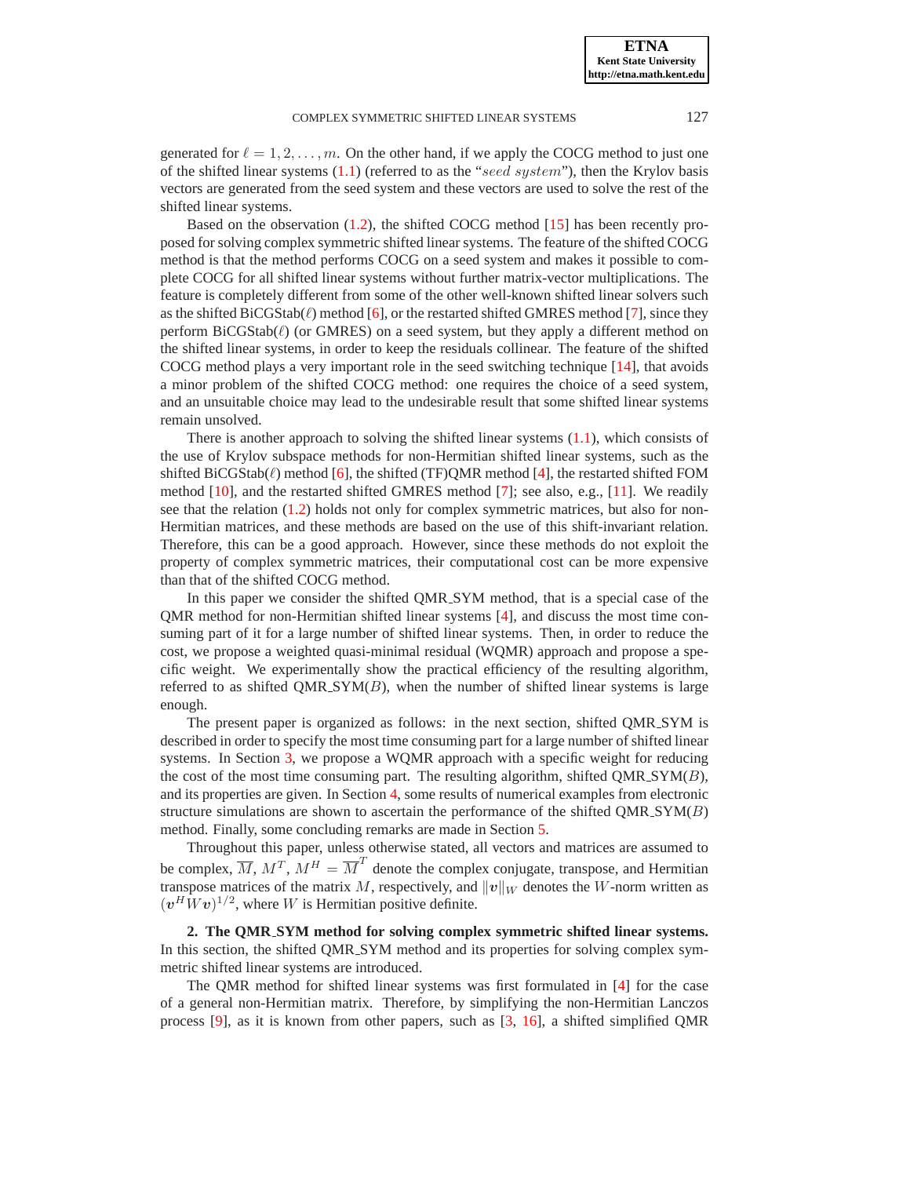generated for $\ell = 1, 2, \ldots, m$. On the other hand, if we apply the COCG method to just one of the shifted linear systems (1.1) (referred to as the "$seed\ system$"), then the Krylov basis vectors are generated from the seed system and these vectors are used to solve the rest of the shifted linear systems.

Based on the observation (1.2), the shifted COCG method [15] has been recently proposed for solving complex symmetric shifted linear systems. The feature of the shifted COCG method is that the method performs COCG on a seed system and makes it possible to complete COCG for all shifted linear systems without further matrix-vector multiplications. The feature is completely different from some of the other well-known shifted linear solvers such as the shifted BiCGStab($\ell$) method [6], or the restarted shifted GMRES method [7], since they perform BiCGStab($\ell$) (or GMRES) on a seed system, but they apply a different method on the shifted linear systems, in order to keep the residuals collinear. The feature of the shifted COCG method plays a very important role in the seed switching technique [14], that avoids a minor problem of the shifted COCG method: one requires the choice of a seed system, and an unsuitable choice may lead to the undesirable result that some shifted linear systems remain unsolved.

There is another approach to solving the shifted linear systems (1.1), which consists of the use of Krylov subspace methods for non-Hermitian shifted linear systems, such as the shifted BiCGStab($\ell$) method [6], the shifted (TF)QMR method [4], the restarted shifted FOM method [10], and the restarted shifted GMRES method [7]; see also, e.g., [11]. We readily see that the relation (1.2) holds not only for complex symmetric matrices, but also for non-Hermitian matrices, and these methods are based on the use of this shift-invariant relation. Therefore, this can be a good approach. However, since these methods do not exploit the property of complex symmetric matrices, their computational cost can be more expensive than that of the shifted COCG method.

In this paper we consider the shifted QMR_SYM method, that is a special case of the QMR method for non-Hermitian shifted linear systems [4], and discuss the most time consuming part of it for a large number of shifted linear systems. Then, in order to reduce the cost, we propose a weighted quasi-minimal residual (WQMR) approach and propose a specific weight. We experimentally show the practical efficiency of the resulting algorithm, referred to as shifted QMR_SYM($B$), when the number of shifted linear systems is large enough.

The present paper is organized as follows: in the next section, shifted QMR_SYM is described in order to specify the most time consuming part for a large number of shifted linear systems. In Section 3, we propose a WQMR approach with a specific weight for reducing the cost of the most time consuming part. The resulting algorithm, shifted QMR_SYM($B$), and its properties are given. In Section 4, some results of numerical examples from electronic structure simulations are shown to ascertain the performance of the shifted QMR_SYM($B$) method. Finally, some concluding remarks are made in Section 5.

Throughout this paper, unless otherwise stated, all vectors and matrices are assumed to be complex, $\overline{M}$, $M^T$, $M^H = \overline{M}^T$ denote the complex conjugate, transpose, and Hermitian transpose matrices of the matrix $M$, respectively, and $\|\boldsymbol{v}\|_W$ denotes the $W$-norm written as $(\boldsymbol{v}^H W \boldsymbol{v})^{1/2}$, where $W$ is Hermitian positive definite.

## 2. The QMR_SYM method for solving complex symmetric shifted linear systems.

In this section, the shifted QMR_SYM method and its properties for solving complex symmetric shifted linear systems are introduced.

The QMR method for shifted linear systems was first formulated in [4] for the case of a general non-Hermitian matrix. Therefore, by simplifying the non-Hermitian Lanczos process [9], as it is known from other papers, such as [3, 16], a shifted simplified QMR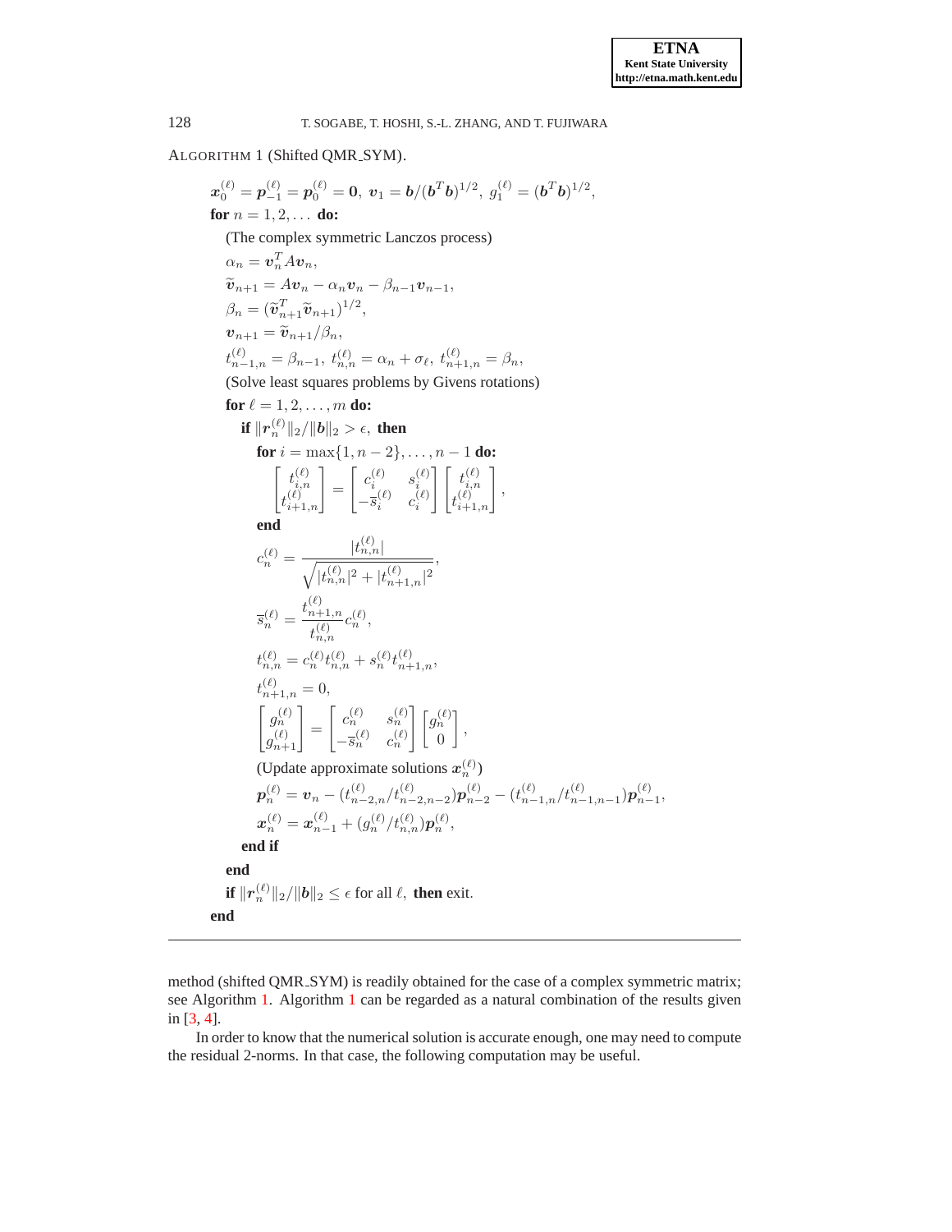ALGORITHM 1 (Shifted QMR_SYM).

$\boldsymbol{x}_0^{(\ell)} = \boldsymbol{p}_{-1}^{(\ell)} = \boldsymbol{p}_0^{(\ell)} = \boldsymbol{0},\ \boldsymbol{v}_1 = \boldsymbol{b}/(\boldsymbol{b}^T\boldsymbol{b})^{1/2},\ g_1^{(\ell)} = (\boldsymbol{b}^T\boldsymbol{b})^{1/2},$

**for** $n = 1, 2, \ldots$ **do:**

&emsp;(The complex symmetric Lanczos process)

&emsp;$\alpha_n = \boldsymbol{v}_n^T A \boldsymbol{v}_n,$

&emsp;$\widetilde{\boldsymbol{v}}_{n+1} = A\boldsymbol{v}_n - \alpha_n \boldsymbol{v}_n - \beta_{n-1}\boldsymbol{v}_{n-1},$

&emsp;$\beta_n = (\widetilde{\boldsymbol{v}}_{n+1}^T \widetilde{\boldsymbol{v}}_{n+1})^{1/2},$

&emsp;$\boldsymbol{v}_{n+1} = \widetilde{\boldsymbol{v}}_{n+1}/\beta_n,$

&emsp;$t_{n-1,n}^{(\ell)} = \beta_{n-1},\ t_{n,n}^{(\ell)} = \alpha_n + \sigma_\ell,\ t_{n+1,n}^{(\ell)} = \beta_n,$

&emsp;(Solve least squares problems by Givens rotations)

&emsp;**for** $\ell = 1, 2, \ldots, m$ **do:**

&emsp;&emsp;**if** $\|\boldsymbol{r}_n^{(\ell)}\|_2/\|\boldsymbol{b}\|_2 > \epsilon,$ **then**

&emsp;&emsp;&emsp;**for** $i = \max\{1, n-2\}, \ldots, n-1$ **do:**

$$\begin{bmatrix} t_{i,n}^{(\ell)} \\ t_{i+1,n}^{(\ell)} \end{bmatrix} = \begin{bmatrix} c_i^{(\ell)} & s_i^{(\ell)} \\ -\overline{s}_i^{(\ell)} & c_i^{(\ell)} \end{bmatrix} \begin{bmatrix} t_{i,n}^{(\ell)} \\ t_{i+1,n}^{(\ell)} \end{bmatrix},$$

&emsp;&emsp;&emsp;**end**

$$c_n^{(\ell)} = \frac{|t_{n,n}^{(\ell)}|}{\sqrt{|t_{n,n}^{(\ell)}|^2 + |t_{n+1,n}^{(\ell)}|^2}},$$

$$\overline{s}_n^{(\ell)} = \frac{t_{n+1,n}^{(\ell)}}{t_{n,n}^{(\ell)}} c_n^{(\ell)},$$

$$t_{n,n}^{(\ell)} = c_n^{(\ell)} t_{n,n}^{(\ell)} + s_n^{(\ell)} t_{n+1,n}^{(\ell)},$$

$$t_{n+1,n}^{(\ell)} = 0,$$

$$\begin{bmatrix} g_n^{(\ell)} \\ g_{n+1}^{(\ell)} \end{bmatrix} = \begin{bmatrix} c_n^{(\ell)} & s_n^{(\ell)} \\ -\overline{s}_n^{(\ell)} & c_n^{(\ell)} \end{bmatrix} \begin{bmatrix} g_n^{(\ell)} \\ 0 \end{bmatrix},$$

&emsp;&emsp;&emsp;(Update approximate solutions $\boldsymbol{x}_n^{(\ell)}$)

$$\boldsymbol{p}_n^{(\ell)} = \boldsymbol{v}_n - (t_{n-2,n}^{(\ell)}/t_{n-2,n-2}^{(\ell)})\boldsymbol{p}_{n-2}^{(\ell)} - (t_{n-1,n}^{(\ell)}/t_{n-1,n-1}^{(\ell)})\boldsymbol{p}_{n-1}^{(\ell)},$$

$$\boldsymbol{x}_n^{(\ell)} = \boldsymbol{x}_{n-1}^{(\ell)} + (g_n^{(\ell)}/t_{n,n}^{(\ell)})\boldsymbol{p}_n^{(\ell)},$$

&emsp;&emsp;**end if**

&emsp;**end**

&emsp;**if** $\|\boldsymbol{r}_n^{(\ell)}\|_2/\|\boldsymbol{b}\|_2 \le \epsilon$ for all $\ell$, **then** exit.

**end**

---

method (shifted QMR_SYM) is readily obtained for the case of a complex symmetric matrix; see Algorithm 1. Algorithm 1 can be regarded as a natural combination of the results given in [3, 4].

In order to know that the numerical solution is accurate enough, one may need to compute the residual 2-norms. In that case, the following computation may be useful.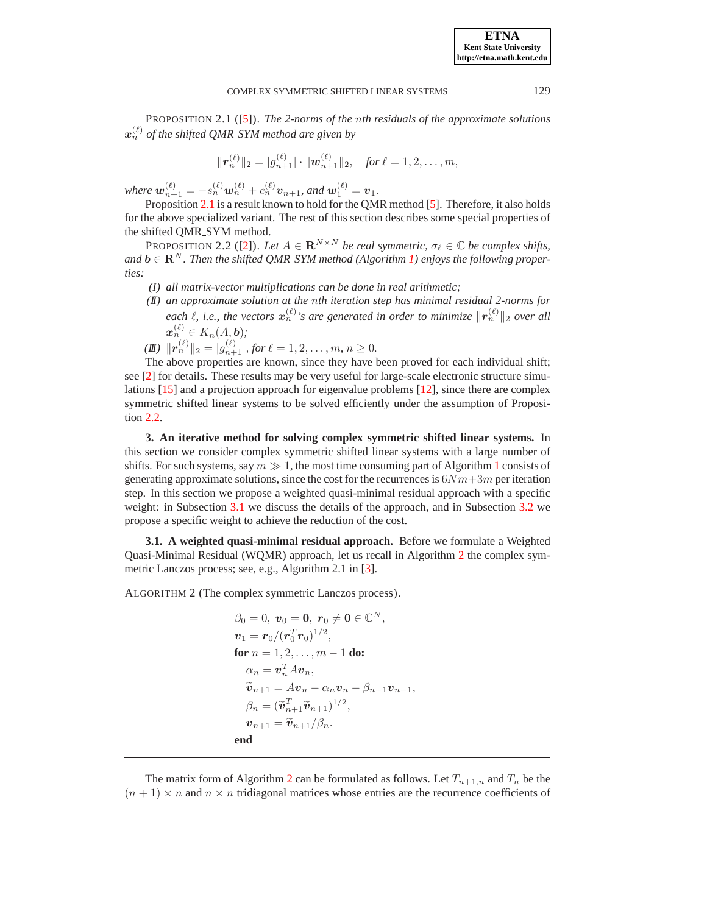PROPOSITION 2.1 ([5]). *The 2-norms of the $n$th residuals of the approximate solutions $\boldsymbol{x}_n^{(\ell)}$ of the shifted QMR_SYM method are given by*

$$\|\boldsymbol{r}_n^{(\ell)}\|_2 = |g_{n+1}^{(\ell)}| \cdot \|\boldsymbol{w}_{n+1}^{(\ell)}\|_2, \quad \text{for } \ell = 1, 2, \ldots, m,$$

*where $\boldsymbol{w}_{n+1}^{(\ell)} = -s_n^{(\ell)}\boldsymbol{w}_n^{(\ell)} + c_n^{(\ell)}\boldsymbol{v}_{n+1}$, and $\boldsymbol{w}_1^{(\ell)} = \boldsymbol{v}_1$.*

Proposition 2.1 is a result known to hold for the QMR method [5]. Therefore, it also holds for the above specialized variant. The rest of this section describes some special properties of the shifted QMR_SYM method.

PROPOSITION 2.2 ([2]). *Let $A \in \mathbf{R}^{N\times N}$ be real symmetric, $\sigma_\ell \in \mathbb{C}$ be complex shifts, and $\boldsymbol{b} \in \mathbf{R}^N$. Then the shifted QMR_SYM method (Algorithm 1) enjoys the following properties:*

- *(I) all matrix-vector multiplications can be done in real arithmetic;*
- *(II) an approximate solution at the $n$th iteration step has minimal residual 2-norms for each $\ell$, i.e., the vectors $\boldsymbol{x}_n^{(\ell)}$'s are generated in order to minimize $\|\boldsymbol{r}_n^{(\ell)}\|_2$ over all $\boldsymbol{x}_n^{(\ell)} \in K_n(A, \boldsymbol{b})$;*
- *(III) $\|\boldsymbol{r}_n^{(\ell)}\|_2 = |g_{n+1}^{(\ell)}|$, for $\ell = 1, 2, \ldots, m$, $n \geq 0$.*

The above properties are known, since they have been proved for each individual shift; see [2] for details. These results may be very useful for large-scale electronic structure simulations [15] and a projection approach for eigenvalue problems [12], since there are complex symmetric shifted linear systems to be solved efficiently under the assumption of Proposition 2.2.

## 3. An iterative method for solving complex symmetric shifted linear systems.

In this section we consider complex symmetric shifted linear systems with a large number of shifts. For such systems, say $m \gg 1$, the most time consuming part of Algorithm 1 consists of generating approximate solutions, since the cost for the recurrences is $6Nm+3m$ per iteration step. In this section we propose a weighted quasi-minimal residual approach with a specific weight: in Subsection 3.1 we discuss the details of the approach, and in Subsection 3.2 we propose a specific weight to achieve the reduction of the cost.

### 3.1. A weighted quasi-minimal residual approach.

Before we formulate a Weighted Quasi-Minimal Residual (WQMR) approach, let us recall in Algorithm 2 the complex symmetric Lanczos process; see, e.g., Algorithm 2.1 in [3].

ALGORITHM 2 (The complex symmetric Lanczos process).

$$
\begin{aligned}
&\beta_0 = 0,\ \boldsymbol{v}_0 = \boldsymbol{0},\ \boldsymbol{r}_0 \neq \boldsymbol{0} \in \mathbb{C}^N,\\
&\boldsymbol{v}_1 = \boldsymbol{r}_0/(\boldsymbol{r}_0^T\boldsymbol{r}_0)^{1/2},\\
&\textbf{for } n = 1, 2, \ldots, m-1 \textbf{ do:}\\
&\quad \alpha_n = \boldsymbol{v}_n^T A \boldsymbol{v}_n,\\
&\quad \widetilde{\boldsymbol{v}}_{n+1} = A\boldsymbol{v}_n - \alpha_n \boldsymbol{v}_n - \beta_{n-1}\boldsymbol{v}_{n-1},\\
&\quad \beta_n = (\widetilde{\boldsymbol{v}}_{n+1}^T \widetilde{\boldsymbol{v}}_{n+1})^{1/2},\\
&\quad \boldsymbol{v}_{n+1} = \widetilde{\boldsymbol{v}}_{n+1}/\beta_n.\\
&\textbf{end}
\end{aligned}
$$

---

The matrix form of Algorithm 2 can be formulated as follows. Let $T_{n+1,n}$ and $T_n$ be the $(n+1)\times n$ and $n \times n$ tridiagonal matrices whose entries are the recurrence coefficients of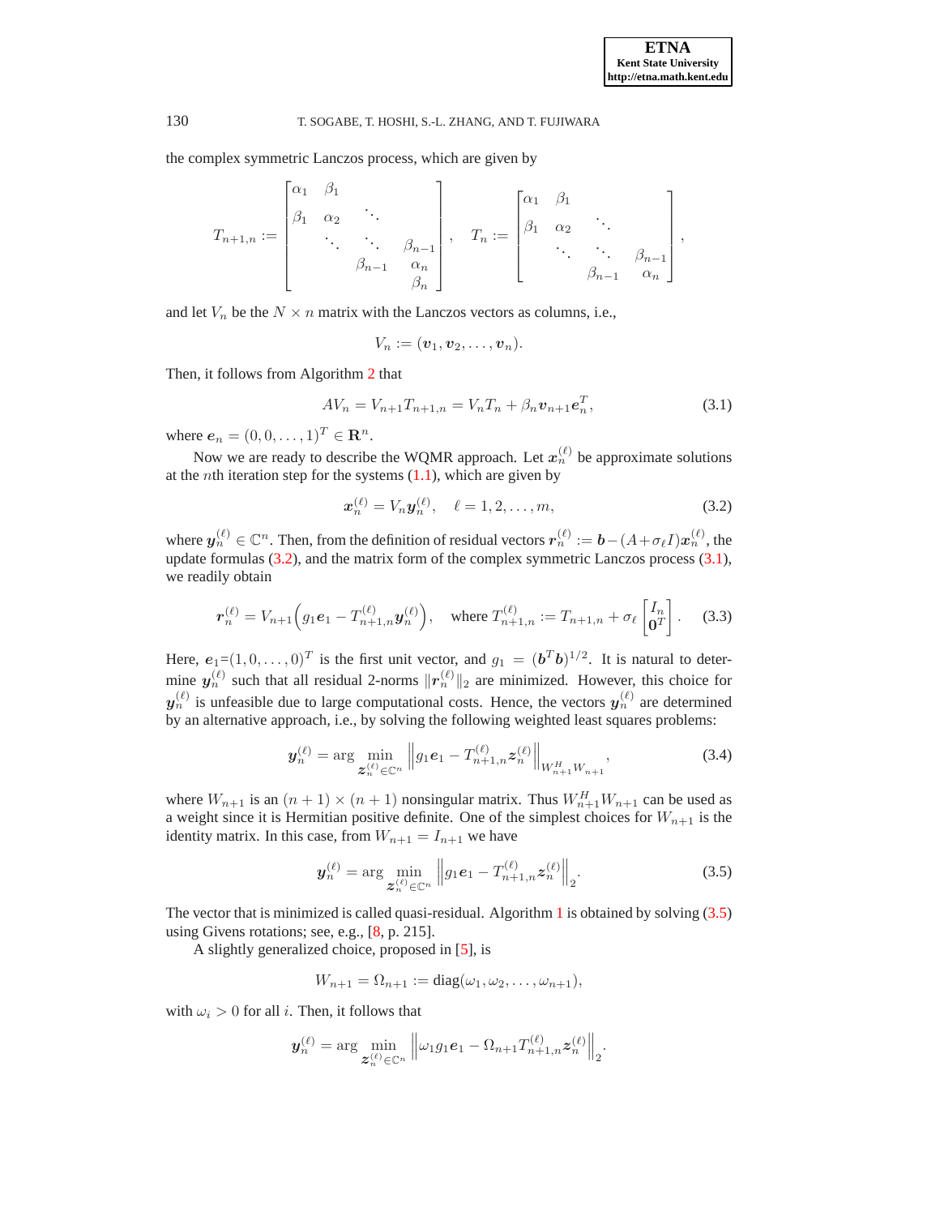the complex symmetric Lanczos process, which are given by

$$
T_{n+1,n} := \begin{bmatrix} \alpha_1 & \beta_1 & & \\ \beta_1 & \alpha_2 & \ddots & \\ & \ddots & \ddots & \beta_{n-1} \\ & & \beta_{n-1} & \alpha_n \\ & & & \beta_n \end{bmatrix}, \quad T_n := \begin{bmatrix} \alpha_1 & \beta_1 & & \\ \beta_1 & \alpha_2 & \ddots & \\ & \ddots & \ddots & \beta_{n-1} \\ & & \beta_{n-1} & \alpha_n \end{bmatrix},
$$

and let $V_n$ be the $N \times n$ matrix with the Lanczos vectors as columns, i.e.,

$$
V_n := (\boldsymbol{v}_1, \boldsymbol{v}_2, \ldots, \boldsymbol{v}_n).
$$

Then, it follows from Algorithm 2 that

$$
AV_n = V_{n+1} T_{n+1,n} = V_n T_n + \beta_n \boldsymbol{v}_{n+1} \boldsymbol{e}_n^T, \tag{3.1}
$$

where $\boldsymbol{e}_n = (0, 0, \ldots, 1)^T \in \mathbf{R}^n$.

Now we are ready to describe the WQMR approach. Let $\boldsymbol{x}_n^{(\ell)}$ be approximate solutions at the $n$th iteration step for the systems (1.1), which are given by

$$
\boldsymbol{x}_n^{(\ell)} = V_n \boldsymbol{y}_n^{(\ell)}, \quad \ell = 1, 2, \ldots, m, \tag{3.2}
$$

where $\boldsymbol{y}_n^{(\ell)} \in \mathbb{C}^n$. Then, from the definition of residual vectors $\boldsymbol{r}_n^{(\ell)} := \boldsymbol{b} - (A + \sigma_\ell I)\boldsymbol{x}_n^{(\ell)}$, the update formulas (3.2), and the matrix form of the complex symmetric Lanczos process (3.1), we readily obtain

$$
\boldsymbol{r}_n^{(\ell)} = V_{n+1}\Big( g_1 \boldsymbol{e}_1 - T_{n+1,n}^{(\ell)} \boldsymbol{y}_n^{(\ell)} \Big), \quad \text{where } T_{n+1,n}^{(\ell)} := T_{n+1,n} + \sigma_\ell \begin{bmatrix} I_n \\ \boldsymbol{0}^T \end{bmatrix}. \tag{3.3}
$$

Here, $\boldsymbol{e}_1 = (1, 0, \ldots, 0)^T$ is the first unit vector, and $g_1 = (\boldsymbol{b}^T \boldsymbol{b})^{1/2}$. It is natural to determine $\boldsymbol{y}_n^{(\ell)}$ such that all residual 2-norms $\|\boldsymbol{r}_n^{(\ell)}\|_2$ are minimized. However, this choice for $\boldsymbol{y}_n^{(\ell)}$ is unfeasible due to large computational costs. Hence, the vectors $\boldsymbol{y}_n^{(\ell)}$ are determined by an alternative approach, i.e., by solving the following weighted least squares problems:

$$
\boldsymbol{y}_n^{(\ell)} = \arg \min_{\boldsymbol{z}_n^{(\ell)} \in \mathbb{C}^n} \left\| g_1 \boldsymbol{e}_1 - T_{n+1,n}^{(\ell)} \boldsymbol{z}_n^{(\ell)} \right\|_{W_{n+1}^H W_{n+1}}, \tag{3.4}
$$

where $W_{n+1}$ is an $(n+1) \times (n+1)$ nonsingular matrix. Thus $W_{n+1}^H W_{n+1}$ can be used as a weight since it is Hermitian positive definite. One of the simplest choices for $W_{n+1}$ is the identity matrix. In this case, from $W_{n+1} = I_{n+1}$ we have

$$
\boldsymbol{y}_n^{(\ell)} = \arg \min_{\boldsymbol{z}_n^{(\ell)} \in \mathbb{C}^n} \left\| g_1 \boldsymbol{e}_1 - T_{n+1,n}^{(\ell)} \boldsymbol{z}_n^{(\ell)} \right\|_2. \tag{3.5}
$$

The vector that is minimized is called quasi-residual. Algorithm 1 is obtained by solving (3.5) using Givens rotations; see, e.g., [8, p. 215].

A slightly generalized choice, proposed in [5], is

$$
W_{n+1} = \Omega_{n+1} := \mathrm{diag}(\omega_1, \omega_2, \ldots, \omega_{n+1}),
$$

with $\omega_i > 0$ for all $i$. Then, it follows that

$$
\boldsymbol{y}_n^{(\ell)} = \arg \min_{\boldsymbol{z}_n^{(\ell)} \in \mathbb{C}^n} \left\| \omega_1 g_1 \boldsymbol{e}_1 - \Omega_{n+1} T_{n+1,n}^{(\ell)} \boldsymbol{z}_n^{(\ell)} \right\|_2.
$$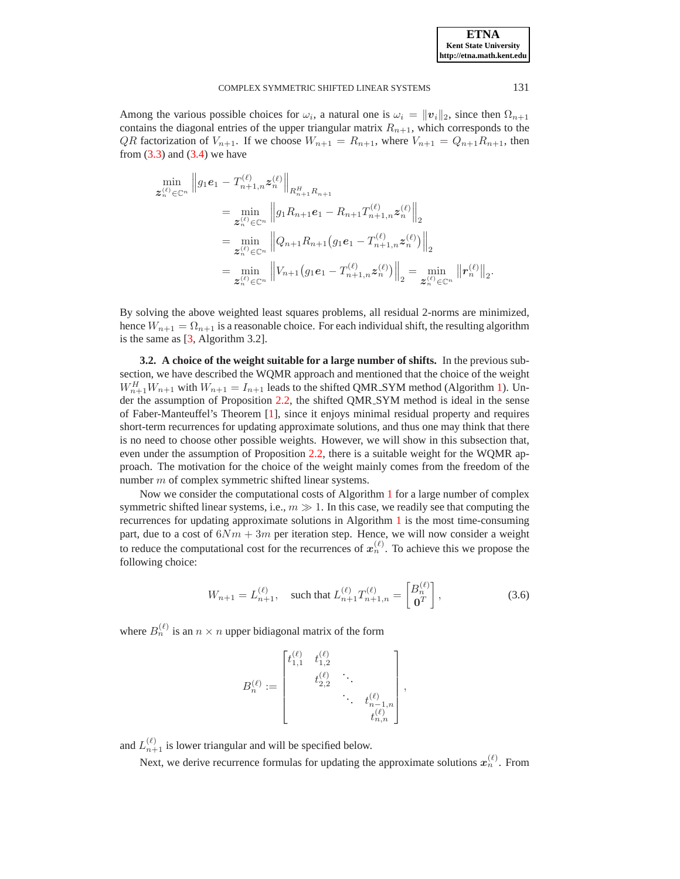Among the various possible choices for $\omega_i$, a natural one is $\omega_i = \|\boldsymbol{v}_i\|_2$, since then $\Omega_{n+1}$ contains the diagonal entries of the upper triangular matrix $R_{n+1}$, which corresponds to the $QR$ factorization of $V_{n+1}$. If we choose $W_{n+1} = R_{n+1}$, where $V_{n+1} = Q_{n+1}R_{n+1}$, then from (3.3) and (3.4) we have

$$
\begin{aligned}
\min_{\boldsymbol{z}_n^{(\ell)} \in \mathbb{C}^n} & \left\| g_1 \boldsymbol{e}_1 - T_{n+1,n}^{(\ell)} \boldsymbol{z}_n^{(\ell)} \right\|_{R_{n+1}^H R_{n+1}} \\
&= \min_{\boldsymbol{z}_n^{(\ell)} \in \mathbb{C}^n} \left\| g_1 R_{n+1} \boldsymbol{e}_1 - R_{n+1} T_{n+1,n}^{(\ell)} \boldsymbol{z}_n^{(\ell)} \right\|_2 \\
&= \min_{\boldsymbol{z}_n^{(\ell)} \in \mathbb{C}^n} \left\| Q_{n+1} R_{n+1} \left( g_1 \boldsymbol{e}_1 - T_{n+1,n}^{(\ell)} \boldsymbol{z}_n^{(\ell)} \right) \right\|_2 \\
&= \min_{\boldsymbol{z}_n^{(\ell)} \in \mathbb{C}^n} \left\| V_{n+1} \left( g_1 \boldsymbol{e}_1 - T_{n+1,n}^{(\ell)} \boldsymbol{z}_n^{(\ell)} \right) \right\|_2 = \min_{\boldsymbol{z}_n^{(\ell)} \in \mathbb{C}^n} \left\| \boldsymbol{r}_n^{(\ell)} \right\|_2 .
\end{aligned}
$$

By solving the above weighted least squares problems, all residual 2-norms are minimized, hence $W_{n+1} = \Omega_{n+1}$ is a reasonable choice. For each individual shift, the resulting algorithm is the same as [3, Algorithm 3.2].

**3.2. A choice of the weight suitable for a large number of shifts.** In the previous subsection, we have described the WQMR approach and mentioned that the choice of the weight $W_{n+1}^H W_{n+1}$ with $W_{n+1} = I_{n+1}$ leads to the shifted QMR_SYM method (Algorithm 1). Under the assumption of Proposition 2.2, the shifted QMR_SYM method is ideal in the sense of Faber-Manteuffel's Theorem [1], since it enjoys minimal residual property and requires short-term recurrences for updating approximate solutions, and thus one may think that there is no need to choose other possible weights. However, we will show in this subsection that, even under the assumption of Proposition 2.2, there is a suitable weight for the WQMR approach. The motivation for the choice of the weight mainly comes from the freedom of the number $m$ of complex symmetric shifted linear systems.

Now we consider the computational costs of Algorithm 1 for a large number of complex symmetric shifted linear systems, i.e., $m \gg 1$. In this case, we readily see that computing the recurrences for updating approximate solutions in Algorithm 1 is the most time-consuming part, due to a cost of $6Nm + 3m$ per iteration step. Hence, we will now consider a weight to reduce the computational cost for the recurrences of $\boldsymbol{x}_n^{(\ell)}$. To achieve this we propose the following choice:

$$
W_{n+1} = L_{n+1}^{(\ell)}, \quad \text{such that } L_{n+1}^{(\ell)} T_{n+1,n}^{(\ell)} = \begin{bmatrix} B_n^{(\ell)} \\ \boldsymbol{0}^T \end{bmatrix}, \tag{3.6}
$$

where $B_n^{(\ell)}$ is an $n \times n$ upper bidiagonal matrix of the form

$$
B_n^{(\ell)} := \begin{bmatrix} t_{1,1}^{(\ell)} & t_{1,2}^{(\ell)} & & \\ & t_{2,2}^{(\ell)} & \ddots & \\ & & \ddots & t_{n-1,n}^{(\ell)} \\ & & & t_{n,n}^{(\ell)} \end{bmatrix},
$$

and $L_{n+1}^{(\ell)}$ is lower triangular and will be specified below.

Next, we derive recurrence formulas for updating the approximate solutions $\boldsymbol{x}_n^{(\ell)}$. From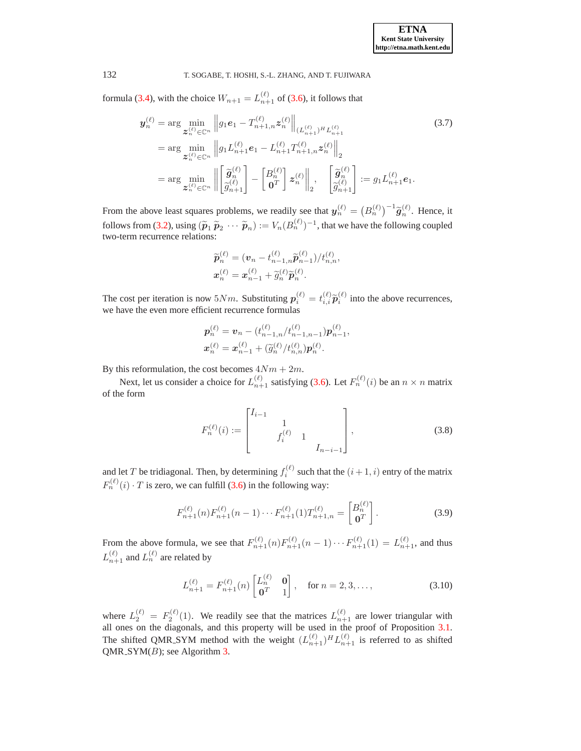formula (3.4), with the choice $W_{n+1} = L_{n+1}^{(\ell)}$ of (3.6), it follows that

$$
\begin{aligned}
\boldsymbol{y}_n^{(\ell)} &= \arg \min_{\boldsymbol{z}_n^{(\ell)} \in \mathbb{C}^n} \left\| g_1 \boldsymbol{e}_1 - T_{n+1,n}^{(\ell)} \boldsymbol{z}_n^{(\ell)} \right\|_{(L_{n+1}^{(\ell)})^H L_{n+1}^{(\ell)}} \\
&= \arg \min_{\boldsymbol{z}_n^{(\ell)} \in \mathbb{C}^n} \left\| g_1 L_{n+1}^{(\ell)} \boldsymbol{e}_1 - L_{n+1}^{(\ell)} T_{n+1,n}^{(\ell)} \boldsymbol{z}_n^{(\ell)} \right\|_2 \\
&= \arg \min_{\boldsymbol{z}_n^{(\ell)} \in \mathbb{C}^n} \left\| \begin{bmatrix} \widetilde{\boldsymbol{g}}_n^{(\ell)} \\ \widetilde{g}_{n+1}^{(\ell)} \end{bmatrix} - \begin{bmatrix} B_n^{(\ell)} \\ \boldsymbol{0}^T \end{bmatrix} \boldsymbol{z}_n^{(\ell)} \right\|_2, \quad \begin{bmatrix} \widetilde{\boldsymbol{g}}_n^{(\ell)} \\ \widetilde{g}_{n+1}^{(\ell)} \end{bmatrix} := g_1 L_{n+1}^{(\ell)} \boldsymbol{e}_1.
\end{aligned}
\tag{3.7}
$$

From the above least squares problems, we readily see that $\boldsymbol{y}_n^{(\ell)} = \left(B_n^{(\ell)}\right)^{-1} \widetilde{\boldsymbol{g}}_n^{(\ell)}$. Hence, it follows from (3.2), using $(\widetilde{\boldsymbol{p}}_1 \, \widetilde{\boldsymbol{p}}_2 \, \cdots \, \widetilde{\boldsymbol{p}}_n) := V_n (B_n^{(\ell)})^{-1}$, that we have the following coupled two-term recurrence relations:

$$
\begin{aligned}
\widetilde{\boldsymbol{p}}_n^{(\ell)} &= (\boldsymbol{v}_n - t_{n-1,n}^{(\ell)} \widetilde{\boldsymbol{p}}_{n-1}^{(\ell)}) / t_{n,n}^{(\ell)}, \\
\boldsymbol{x}_n^{(\ell)} &= \boldsymbol{x}_{n-1}^{(\ell)} + \widetilde{g}_n^{(\ell)} \widetilde{\boldsymbol{p}}_n^{(\ell)}.
\end{aligned}
$$

The cost per iteration is now $5Nm$. Substituting $\boldsymbol{p}_i^{(\ell)} = t_{i,i}^{(\ell)} \widetilde{\boldsymbol{p}}_i^{(\ell)}$ into the above recurrences, we have the even more efficient recurrence formulas

$$
\begin{aligned}
\boldsymbol{p}_n^{(\ell)} &= \boldsymbol{v}_n - (t_{n-1,n}^{(\ell)} / t_{n-1,n-1}^{(\ell)}) \boldsymbol{p}_{n-1}^{(\ell)}, \\
\boldsymbol{x}_n^{(\ell)} &= \boldsymbol{x}_{n-1}^{(\ell)} + (\widetilde{g}_n^{(\ell)} / t_{n,n}^{(\ell)}) \boldsymbol{p}_n^{(\ell)}.
\end{aligned}
$$

By this reformulation, the cost becomes $4Nm + 2m$.

Next, let us consider a choice for $L_{n+1}^{(\ell)}$ satisfying (3.6). Let $F_n^{(\ell)}(i)$ be an $n \times n$ matrix of the form

$$
F_n^{(\ell)}(i) := \begin{bmatrix} I_{i-1} & & & \\ & 1 & & \\ & f_i^{(\ell)} & 1 & \\ & & & I_{n-i-1} \end{bmatrix},
\tag{3.8}
$$

and let $T$ be tridiagonal. Then, by determining $f_i^{(\ell)}$ such that the $(i+1,i)$ entry of the matrix $F_n^{(\ell)}(i) \cdot T$ is zero, we can fulfill (3.6) in the following way:

$$
F_{n+1}^{(\ell)}(n) F_{n+1}^{(\ell)}(n-1) \cdots F_{n+1}^{(\ell)}(1) T_{n+1,n}^{(\ell)} = \begin{bmatrix} B_n^{(\ell)} \\ \boldsymbol{0}^T \end{bmatrix}.
\tag{3.9}
$$

From the above formula, we see that $F_{n+1}^{(\ell)}(n) F_{n+1}^{(\ell)}(n-1) \cdots F_{n+1}^{(\ell)}(1) = L_{n+1}^{(\ell)}$, and thus $L_{n+1}^{(\ell)}$ and $L_n^{(\ell)}$ are related by

$$
L_{n+1}^{(\ell)} = F_{n+1}^{(\ell)}(n) \begin{bmatrix} L_n^{(\ell)} & \boldsymbol{0} \\ \boldsymbol{0}^T & 1 \end{bmatrix}, \quad \text{for } n = 2, 3, \ldots,
\tag{3.10}
$$

where $L_2^{(\ell)} = F_2^{(\ell)}(1)$. We readily see that the matrices $L_{n+1}^{(\ell)}$ are lower triangular with all ones on the diagonals, and this property will be used in the proof of Proposition 3.1. The shifted QMR_SYM method with the weight $(L_{n+1}^{(\ell)})^H L_{n+1}^{(\ell)}$ is referred to as shifted QMR_SYM($B$); see Algorithm 3.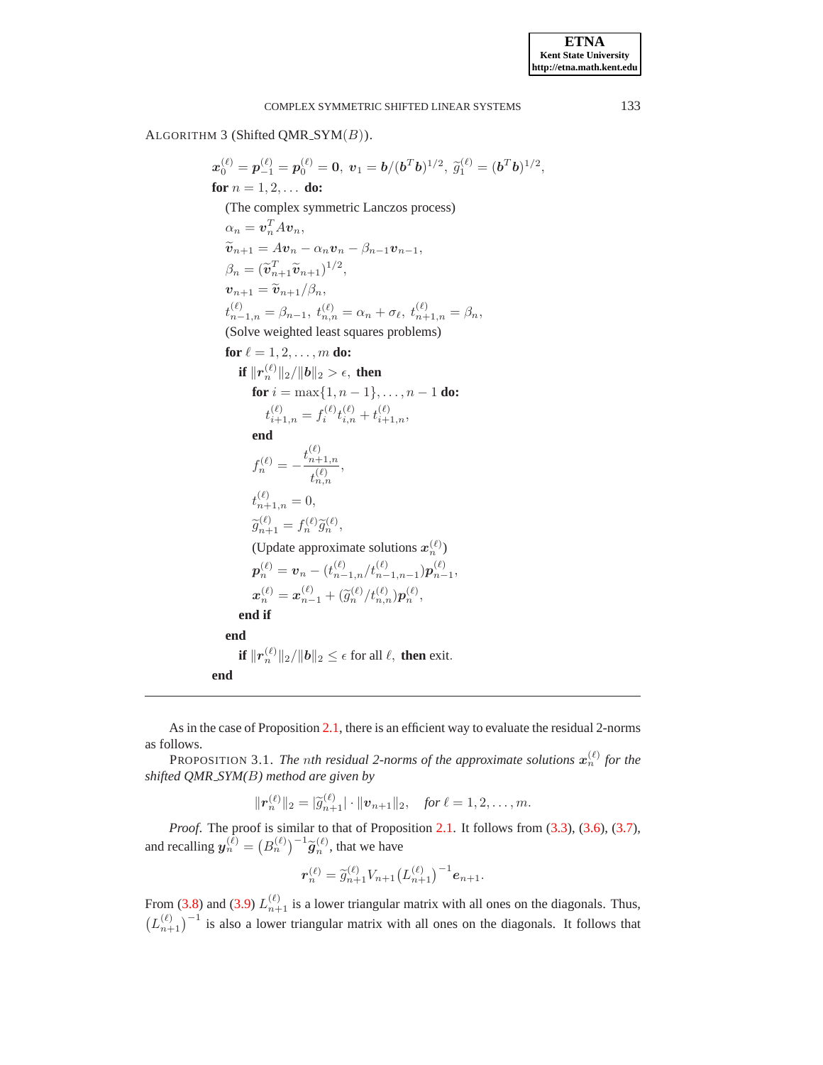ALGORITHM 3 (Shifted QMR_SYM($B$)).

$$\boldsymbol{x}_0^{(\ell)} = \boldsymbol{p}_{-1}^{(\ell)} = \boldsymbol{p}_0^{(\ell)} = \boldsymbol{0},\ \boldsymbol{v}_1 = \boldsymbol{b}/(\boldsymbol{b}^T\boldsymbol{b})^{1/2},\ \widetilde{g}_1^{(\ell)} = (\boldsymbol{b}^T\boldsymbol{b})^{1/2},$$

**for** $n = 1, 2, \ldots$ **do:**

  (The complex symmetric Lanczos process)

  $\alpha_n = \boldsymbol{v}_n^T A \boldsymbol{v}_n,$

  $\widetilde{\boldsymbol{v}}_{n+1} = A\boldsymbol{v}_n - \alpha_n \boldsymbol{v}_n - \beta_{n-1}\boldsymbol{v}_{n-1},$

  $\beta_n = (\widetilde{\boldsymbol{v}}_{n+1}^T \widetilde{\boldsymbol{v}}_{n+1})^{1/2},$

  $\boldsymbol{v}_{n+1} = \widetilde{\boldsymbol{v}}_{n+1}/\beta_n,$

  $t_{n-1,n}^{(\ell)} = \beta_{n-1},\ t_{n,n}^{(\ell)} = \alpha_n + \sigma_\ell,\ t_{n+1,n}^{(\ell)} = \beta_n,$

  (Solve weighted least squares problems)

  **for** $\ell = 1, 2, \ldots, m$ **do:**

    **if** $\|\boldsymbol{r}_n^{(\ell)}\|_2/\|\boldsymbol{b}\|_2 > \epsilon,$ **then**

      **for** $i = \max\{1, n-1\}, \ldots, n-1$ **do:**

        $t_{i+1,n}^{(\ell)} = f_i^{(\ell)} t_{i,n}^{(\ell)} + t_{i+1,n}^{(\ell)},$

      **end**

      $f_n^{(\ell)} = -\dfrac{t_{n+1,n}^{(\ell)}}{t_{n,n}^{(\ell)}},$

      $t_{n+1,n}^{(\ell)} = 0,$

      $\widetilde{g}_{n+1}^{(\ell)} = f_n^{(\ell)} \widetilde{g}_n^{(\ell)},$

      (Update approximate solutions $\boldsymbol{x}_n^{(\ell)}$)

      $\boldsymbol{p}_n^{(\ell)} = \boldsymbol{v}_n - (t_{n-1,n}^{(\ell)}/t_{n-1,n-1}^{(\ell)})\boldsymbol{p}_{n-1}^{(\ell)},$

      $\boldsymbol{x}_n^{(\ell)} = \boldsymbol{x}_{n-1}^{(\ell)} + (\widetilde{g}_n^{(\ell)}/t_{n,n}^{(\ell)})\boldsymbol{p}_n^{(\ell)},$

    **end if**

  **end**

    **if** $\|\boldsymbol{r}_n^{(\ell)}\|_2/\|\boldsymbol{b}\|_2 \le \epsilon$ for all $\ell,$ **then** exit.

**end**

---

As in the case of Proposition 2.1, there is an efficient way to evaluate the residual 2-norms as follows.

PROPOSITION 3.1. *The $n$th residual 2-norms of the approximate solutions $\boldsymbol{x}_n^{(\ell)}$ for the shifted QMR_SYM($B$) method are given by*

$$\|\boldsymbol{r}_n^{(\ell)}\|_2 = |\widetilde{g}_{n+1}^{(\ell)}| \cdot \|\boldsymbol{v}_{n+1}\|_2, \quad \textit{for } \ell = 1, 2, \ldots, m.$$

*Proof.* The proof is similar to that of Proposition 2.1. It follows from (3.3), (3.6), (3.7), and recalling $\boldsymbol{y}_n^{(\ell)} = \left(B_n^{(\ell)}\right)^{-1}\widetilde{\boldsymbol{g}}_n^{(\ell)}$, that we have

$$\boldsymbol{r}_n^{(\ell)} = \widetilde{g}_{n+1}^{(\ell)} V_{n+1} \left(L_{n+1}^{(\ell)}\right)^{-1} \boldsymbol{e}_{n+1}.$$

From (3.8) and (3.9) $L_{n+1}^{(\ell)}$ is a lower triangular matrix with all ones on the diagonals. Thus, $\left(L_{n+1}^{(\ell)}\right)^{-1}$ is also a lower triangular matrix with all ones on the diagonals. It follows that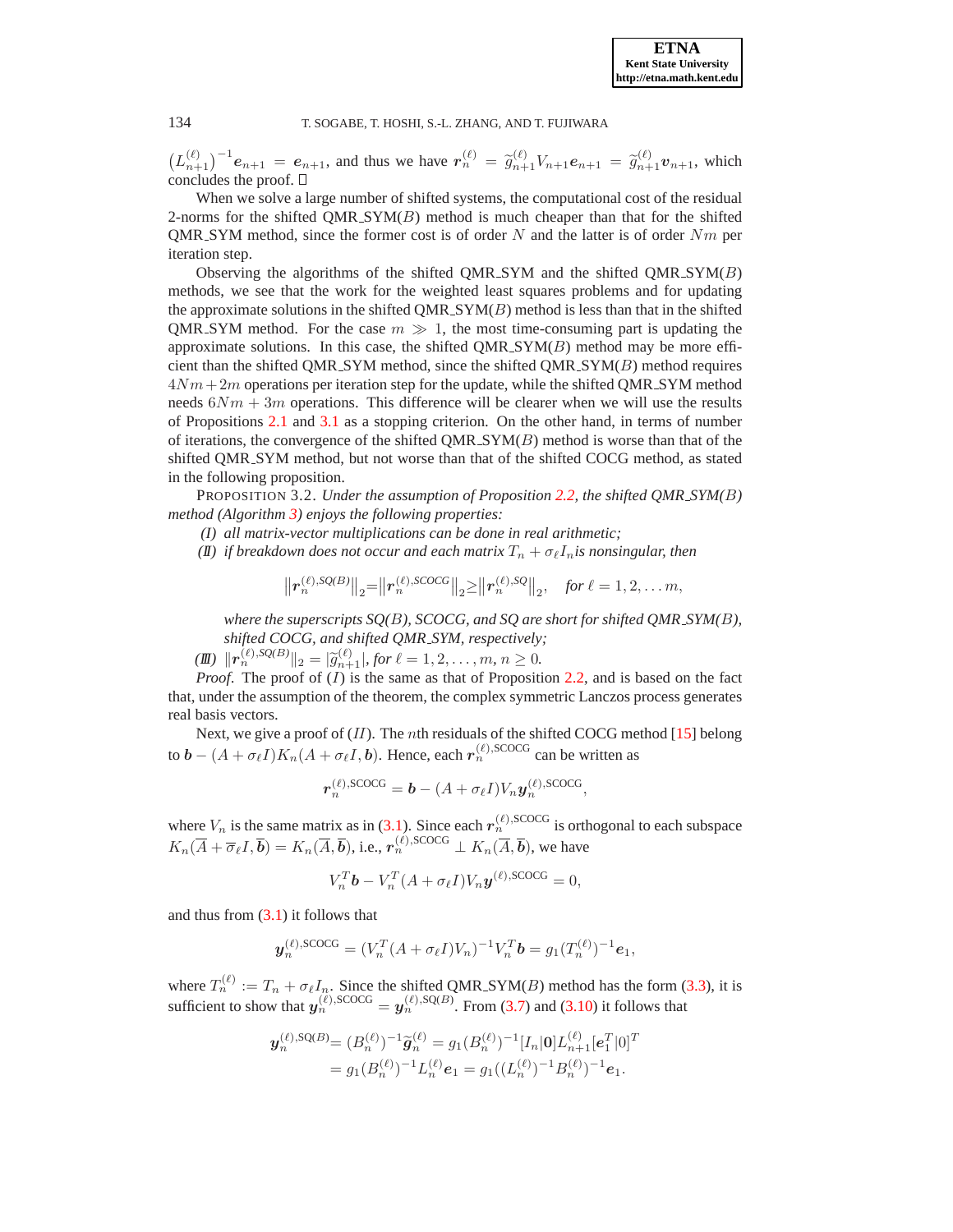$\left(L_{n+1}^{(\ell)}\right)^{-1} \boldsymbol{e}_{n+1} = \boldsymbol{e}_{n+1}$, and thus we have $\boldsymbol{r}_n^{(\ell)} = \widetilde{g}_{n+1}^{(\ell)} V_{n+1} \boldsymbol{e}_{n+1} = \widetilde{g}_{n+1}^{(\ell)} \boldsymbol{v}_{n+1}$, which concludes the proof. □

When we solve a large number of shifted systems, the computational cost of the residual 2-norms for the shifted QMR_SYM($B$) method is much cheaper than that for the shifted QMR_SYM method, since the former cost is of order $N$ and the latter is of order $Nm$ per iteration step.

Observing the algorithms of the shifted QMR_SYM and the shifted QMR_SYM($B$) methods, we see that the work for the weighted least squares problems and for updating the approximate solutions in the shifted QMR_SYM($B$) method is less than that in the shifted QMR_SYM method. For the case $m \gg 1$, the most time-consuming part is updating the approximate solutions. In this case, the shifted QMR_SYM($B$) method may be more efficient than the shifted QMR_SYM method, since the shifted QMR_SYM($B$) method requires $4Nm + 2m$ operations per iteration step for the update, while the shifted QMR_SYM method needs $6Nm + 3m$ operations. This difference will be clearer when we will use the results of Propositions 2.1 and 3.1 as a stopping criterion. On the other hand, in terms of number of iterations, the convergence of the shifted QMR_SYM($B$) method is worse than that of the shifted QMR_SYM method, but not worse than that of the shifted COCG method, as stated in the following proposition.

PROPOSITION 3.2. *Under the assumption of Proposition 2.2, the shifted QMR_SYM($B$) method (Algorithm 3) enjoys the following properties:*

*(I) all matrix-vector multiplications can be done in real arithmetic;*

*(II) if breakdown does not occur and each matrix $T_n + \sigma_\ell I_n$ is nonsingular, then*

$$\left\|\boldsymbol{r}_n^{(\ell),SQ(B)}\right\|_2 = \left\|\boldsymbol{r}_n^{(\ell),SCOCG}\right\|_2 \geq \left\|\boldsymbol{r}_n^{(\ell),SQ}\right\|_2, \quad \text{for } \ell = 1, 2, \ldots m,$$

*where the superscripts SQ($B$), SCOCG, and SQ are short for shifted QMR_SYM($B$), shifted COCG, and shifted QMR_SYM, respectively;*

*(III) $\|\boldsymbol{r}_n^{(\ell),SQ(B)}\|_2 = |\widetilde{g}_{n+1}^{(\ell)}|$, for $\ell = 1, 2, \ldots, m$, $n \geq 0$.*

*Proof*. The proof of ($I$) is the same as that of Proposition 2.2, and is based on the fact that, under the assumption of the theorem, the complex symmetric Lanczos process generates real basis vectors.

Next, we give a proof of ($II$). The $n$th residuals of the shifted COCG method [15] belong to $\boldsymbol{b} - (A + \sigma_\ell I) K_n(A + \sigma_\ell I, \boldsymbol{b})$. Hence, each $\boldsymbol{r}_n^{(\ell),\text{SCOCG}}$ can be written as

$$\boldsymbol{r}_n^{(\ell),\text{SCOCG}} = \boldsymbol{b} - (A + \sigma_\ell I) V_n \boldsymbol{y}_n^{(\ell),\text{SCOCG}},$$

where $V_n$ is the same matrix as in (3.1). Since each $\boldsymbol{r}_n^{(\ell),\text{SCOCG}}$ is orthogonal to each subspace $K_n(\overline{A} + \overline{\sigma}_\ell I, \overline{\boldsymbol{b}}) = K_n(\overline{A}, \overline{\boldsymbol{b}})$, i.e., $\boldsymbol{r}_n^{(\ell),\text{SCOCG}} \perp K_n(\overline{A}, \overline{\boldsymbol{b}})$, we have

$$V_n^T \boldsymbol{b} - V_n^T (A + \sigma_\ell I) V_n \boldsymbol{y}^{(\ell),\text{SCOCG}} = 0,$$

and thus from (3.1) it follows that

$$\boldsymbol{y}_n^{(\ell),\text{SCOCG}} = (V_n^T (A + \sigma_\ell I) V_n)^{-1} V_n^T \boldsymbol{b} = g_1 (T_n^{(\ell)})^{-1} \boldsymbol{e}_1,$$

where $T_n^{(\ell)} := T_n + \sigma_\ell I_n$. Since the shifted QMR_SYM($B$) method has the form (3.3), it is sufficient to show that $\boldsymbol{y}_n^{(\ell),\text{SCOCG}} = \boldsymbol{y}_n^{(\ell),\text{SQ}(B)}$. From (3.7) and (3.10) it follows that

$$\begin{aligned}
\boldsymbol{y}_n^{(\ell),\text{SQ}(B)} &= (B_n^{(\ell)})^{-1} \widetilde{\boldsymbol{g}}_n^{(\ell)} = g_1 (B_n^{(\ell)})^{-1} [I_n | \boldsymbol{0}] L_{n+1}^{(\ell)} [\boldsymbol{e}_1^T | 0]^T \\
&= g_1 (B_n^{(\ell)})^{-1} L_n^{(\ell)} \boldsymbol{e}_1 = g_1 ((L_n^{(\ell)})^{-1} B_n^{(\ell)})^{-1} \boldsymbol{e}_1.
\end{aligned}$$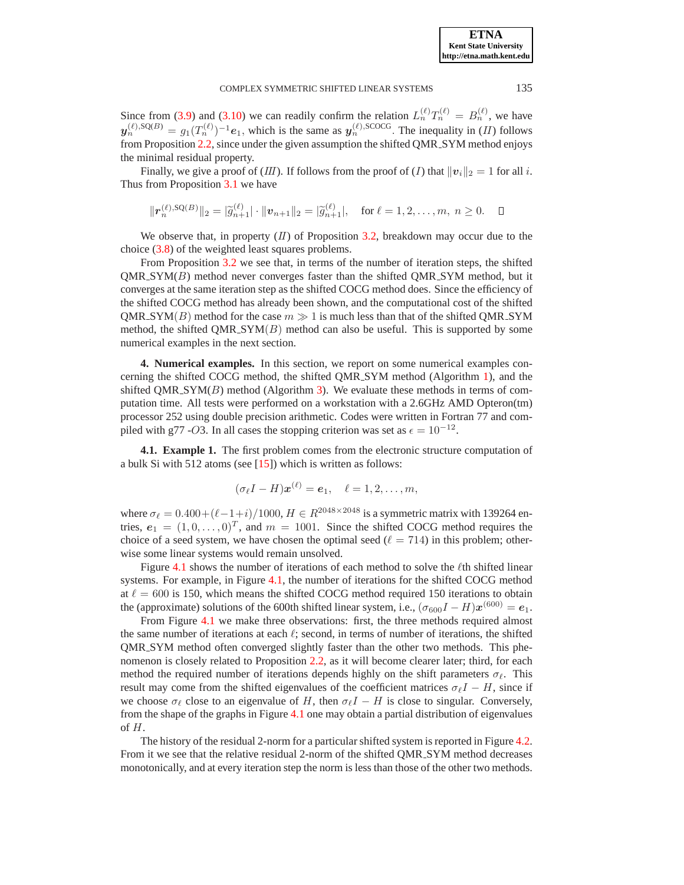Since from (3.9) and (3.10) we can readily confirm the relation $L_n^{(\ell)} T_n^{(\ell)} = B_n^{(\ell)}$, we have $\boldsymbol{y}_n^{(\ell),\mathrm{SQ}(B)} = g_1 (T_n^{(\ell)})^{-1} \boldsymbol{e}_1$, which is the same as $\boldsymbol{y}_n^{(\ell),\mathrm{SCOCG}}$. The inequality in (*II*) follows from Proposition 2.2, since under the given assumption the shifted QMR_SYM method enjoys the minimal residual property.

Finally, we give a proof of (*III*). If follows from the proof of (*I*) that $\|\boldsymbol{v}_i\|_2 = 1$ for all $i$. Thus from Proposition 3.1 we have

$$\|\boldsymbol{r}_n^{(\ell),\mathrm{SQ}(B)}\|_2 = |\widetilde{g}_{n+1}^{(\ell)}| \cdot \|\boldsymbol{v}_{n+1}\|_2 = |\widetilde{g}_{n+1}^{(\ell)}|, \quad \text{for } \ell = 1, 2, \ldots, m, \; n \geq 0. \qquad \square$$

We observe that, in property (*II*) of Proposition 3.2, breakdown may occur due to the choice (3.8) of the weighted least squares problems.

From Proposition 3.2 we see that, in terms of the number of iteration steps, the shifted QMR_SYM($B$) method never converges faster than the shifted QMR_SYM method, but it converges at the same iteration step as the shifted COCG method does. Since the efficiency of the shifted COCG method has already been shown, and the computational cost of the shifted QMR_SYM($B$) method for the case $m \gg 1$ is much less than that of the shifted QMR_SYM method, the shifted QMR_SYM($B$) method can also be useful. This is supported by some numerical examples in the next section.

## 4. Numerical examples.

In this section, we report on some numerical examples concerning the shifted COCG method, the shifted QMR_SYM method (Algorithm 1), and the shifted QMR_SYM($B$) method (Algorithm 3). We evaluate these methods in terms of computation time. All tests were performed on a workstation with a 2.6GHz AMD Opteron(tm) processor 252 using double precision arithmetic. Codes were written in Fortran 77 and compiled with g77 -*O*3. In all cases the stopping criterion was set as $\epsilon = 10^{-12}$.

### 4.1. Example 1.

The first problem comes from the electronic structure computation of a bulk Si with 512 atoms (see [15]) which is written as follows:

$$(\sigma_\ell I - H)\boldsymbol{x}^{(\ell)} = \boldsymbol{e}_1, \quad \ell = 1, 2, \ldots, m,$$

where $\sigma_\ell = 0.400 + (\ell - 1 + i)/1000$, $H \in R^{2048 \times 2048}$ is a symmetric matrix with 139264 entries, $\boldsymbol{e}_1 = (1, 0, \ldots, 0)^T$, and $m = 1001$. Since the shifted COCG method requires the choice of a seed system, we have chosen the optimal seed ($\ell = 714$) in this problem; otherwise some linear systems would remain unsolved.

Figure 4.1 shows the number of iterations of each method to solve the $\ell$th shifted linear systems. For example, in Figure 4.1, the number of iterations for the shifted COCG method at $\ell = 600$ is 150, which means the shifted COCG method required 150 iterations to obtain the (approximate) solutions of the 600th shifted linear system, i.e., $(\sigma_{600} I - H)\boldsymbol{x}^{(600)} = \boldsymbol{e}_1$.

From Figure 4.1 we make three observations: first, the three methods required almost the same number of iterations at each $\ell$; second, in terms of number of iterations, the shifted QMR_SYM method often converged slightly faster than the other two methods. This phenomenon is closely related to Proposition 2.2, as it will become clearer later; third, for each method the required number of iterations depends highly on the shift parameters $\sigma_\ell$. This result may come from the shifted eigenvalues of the coefficient matrices $\sigma_\ell I - H$, since if we choose $\sigma_\ell$ close to an eigenvalue of $H$, then $\sigma_\ell I - H$ is close to singular. Conversely, from the shape of the graphs in Figure 4.1 one may obtain a partial distribution of eigenvalues of $H$.

The history of the residual 2-norm for a particular shifted system is reported in Figure 4.2. From it we see that the relative residual 2-norm of the shifted QMR_SYM method decreases monotonically, and at every iteration step the norm is less than those of the other two methods.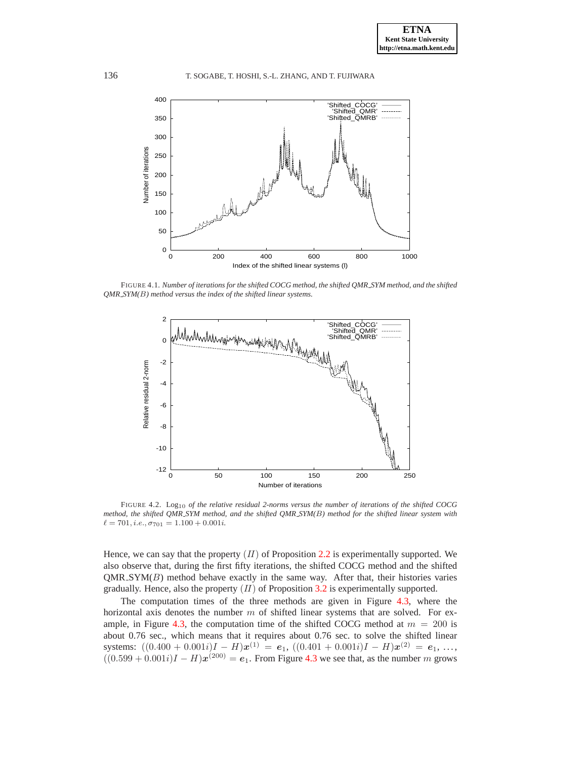FIGURE 4.1. *Number of iterations for the shifted COCG method, the shifted QMR_SYM method, and the shifted QMR_SYM(B) method versus the index of the shifted linear systems.*

FIGURE 4.2. $\text{Log}_{10}$ *of the relative residual 2-norms versus the number of iterations of the shifted COCG method, the shifted QMR_SYM method, and the shifted QMR_SYM(B) method for the shifted linear system with* $\ell = 701$, *i.e.*, $\sigma_{701} = 1.100 + 0.001i$.

Hence, we can say that the property $(II)$ of Proposition 2.2 is experimentally supported. We also observe that, during the first fifty iterations, the shifted COCG method and the shifted QMR_SYM($B$) method behave exactly in the same way. After that, their histories varies gradually. Hence, also the property $(II)$ of Proposition 3.2 is experimentally supported.

The computation times of the three methods are given in Figure 4.3, where the horizontal axis denotes the number $m$ of shifted linear systems that are solved. For example, in Figure 4.3, the computation time of the shifted COCG method at $m = 200$ is about 0.76 sec., which means that it requires about 0.76 sec. to solve the shifted linear systems: $((0.400 + 0.001i)I - H)\boldsymbol{x}^{(1)} = \boldsymbol{e}_1$, $((0.401 + 0.001i)I - H)\boldsymbol{x}^{(2)} = \boldsymbol{e}_1$, $\ldots$, $((0.599 + 0.001i)I - H)\boldsymbol{x}^{(200)} = \boldsymbol{e}_1$. From Figure 4.3 we see that, as the number $m$ grows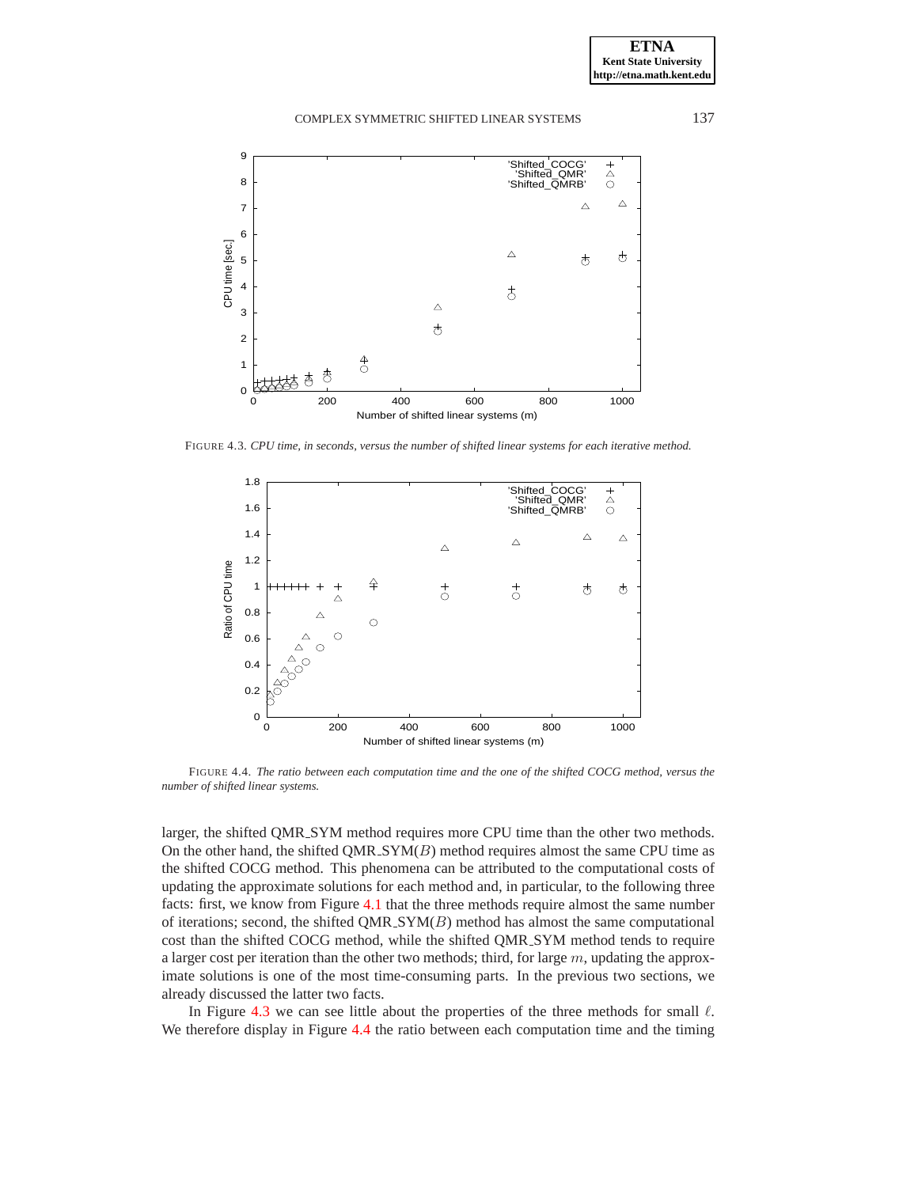FIGURE 4.3. *CPU time, in seconds, versus the number of shifted linear systems for each iterative method.*

FIGURE 4.4. *The ratio between each computation time and the one of the shifted COCG method, versus the number of shifted linear systems.*

larger, the shifted QMR_SYM method requires more CPU time than the other two methods. On the other hand, the shifted QMR_SYM($B$) method requires almost the same CPU time as the shifted COCG method. This phenomena can be attributed to the computational costs of updating the approximate solutions for each method and, in particular, to the following three facts: first, we know from Figure 4.1 that the three methods require almost the same number of iterations; second, the shifted QMR_SYM($B$) method has almost the same computational cost than the shifted COCG method, while the shifted QMR_SYM method tends to require a larger cost per iteration than the other two methods; third, for large $m$, updating the approximate solutions is one of the most time-consuming parts. In the previous two sections, we already discussed the latter two facts.

In Figure 4.3 we can see little about the properties of the three methods for small $\ell$. We therefore display in Figure 4.4 the ratio between each computation time and the timing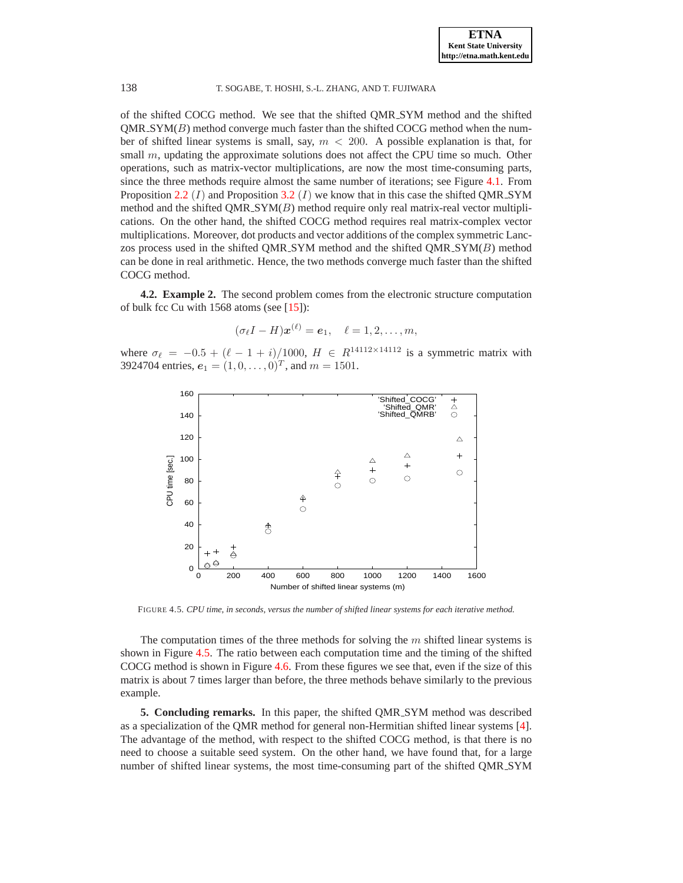of the shifted COCG method. We see that the shifted QMR_SYM method and the shifted QMR_SYM($B$) method converge much faster than the shifted COCG method when the number of shifted linear systems is small, say, $m < 200$. A possible explanation is that, for small $m$, updating the approximate solutions does not affect the CPU time so much. Other operations, such as matrix-vector multiplications, are now the most time-consuming parts, since the three methods require almost the same number of iterations; see Figure 4.1. From Proposition 2.2 $(I)$ and Proposition 3.2 $(I)$ we know that in this case the shifted QMR_SYM method and the shifted QMR_SYM($B$) method require only real matrix-real vector multiplications. On the other hand, the shifted COCG method requires real matrix-complex vector multiplications. Moreover, dot products and vector additions of the complex symmetric Lanczos process used in the shifted QMR_SYM method and the shifted QMR_SYM($B$) method can be done in real arithmetic. Hence, the two methods converge much faster than the shifted COCG method.

**4.2. Example 2.** The second problem comes from the electronic structure computation of bulk fcc Cu with 1568 atoms (see [15]):

$$(\sigma_\ell I - H)\boldsymbol{x}^{(\ell)} = \boldsymbol{e}_1, \quad \ell = 1, 2, \ldots, m,$$

where $\sigma_\ell = -0.5 + (\ell - 1 + i)/1000$, $H \in R^{14112 \times 14112}$ is a symmetric matrix with 3924704 entries, $\boldsymbol{e}_1 = (1, 0, \ldots, 0)^T$, and $m = 1501$.

FIGURE 4.5. *CPU time, in seconds, versus the number of shifted linear systems for each iterative method.*

The computation times of the three methods for solving the $m$ shifted linear systems is shown in Figure 4.5. The ratio between each computation time and the timing of the shifted COCG method is shown in Figure 4.6. From these figures we see that, even if the size of this matrix is about 7 times larger than before, the three methods behave similarly to the previous example.

**5. Concluding remarks.** In this paper, the shifted QMR_SYM method was described as a specialization of the QMR method for general non-Hermitian shifted linear systems [4]. The advantage of the method, with respect to the shifted COCG method, is that there is no need to choose a suitable seed system. On the other hand, we have found that, for a large number of shifted linear systems, the most time-consuming part of the shifted QMR_SYM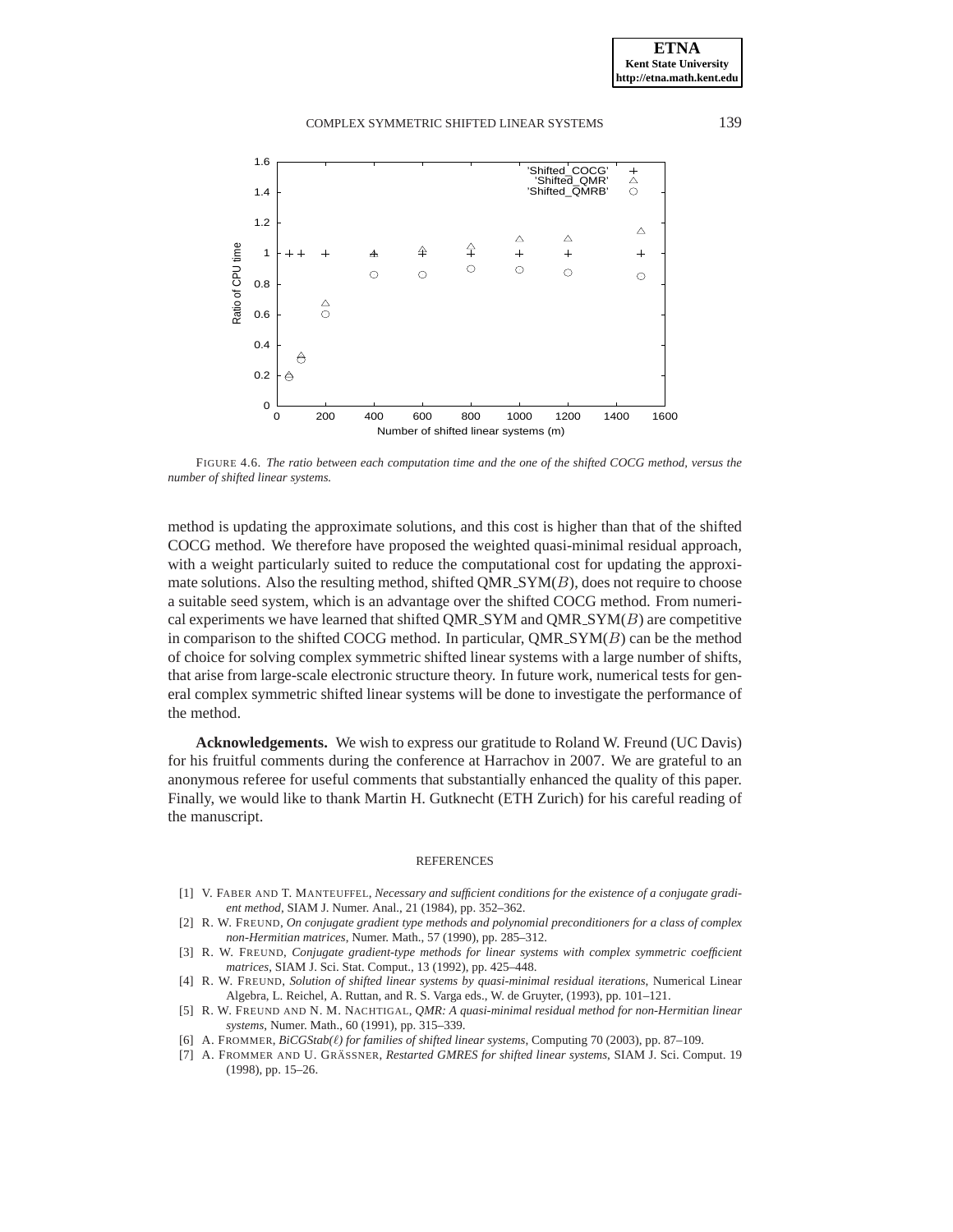FIGURE 4.6. *The ratio between each computation time and the one of the shifted COCG method, versus the number of shifted linear systems.*

method is updating the approximate solutions, and this cost is higher than that of the shifted COCG method. We therefore have proposed the weighted quasi-minimal residual approach, with a weight particularly suited to reduce the computational cost for updating the approximate solutions. Also the resulting method, shifted QMR_SYM($B$), does not require to choose a suitable seed system, which is an advantage over the shifted COCG method. From numerical experiments we have learned that shifted QMR_SYM and QMR_SYM($B$) are competitive in comparison to the shifted COCG method. In particular, QMR_SYM($B$) can be the method of choice for solving complex symmetric shifted linear systems with a large number of shifts, that arise from large-scale electronic structure theory. In future work, numerical tests for general complex symmetric shifted linear systems will be done to investigate the performance of the method.

**Acknowledgements.** We wish to express our gratitude to Roland W. Freund (UC Davis) for his fruitful comments during the conference at Harrachov in 2007. We are grateful to an anonymous referee for useful comments that substantially enhanced the quality of this paper. Finally, we would like to thank Martin H. Gutknecht (ETH Zurich) for his careful reading of the manuscript.

## REFERENCES

[1] V. FABER AND T. MANTEUFFEL, *Necessary and sufficient conditions for the existence of a conjugate gradient method*, SIAM J. Numer. Anal., 21 (1984), pp. 352–362.

[2] R. W. FREUND, *On conjugate gradient type methods and polynomial preconditioners for a class of complex non-Hermitian matrices*, Numer. Math., 57 (1990), pp. 285–312.

[3] R. W. FREUND, *Conjugate gradient-type methods for linear systems with complex symmetric coefficient matrices*, SIAM J. Sci. Stat. Comput., 13 (1992), pp. 425–448.

[4] R. W. FREUND, *Solution of shifted linear systems by quasi-minimal residual iterations*, Numerical Linear Algebra, L. Reichel, A. Ruttan, and R. S. Varga eds., W. de Gruyter, (1993), pp. 101–121.

[5] R. W. FREUND AND N. M. NACHTIGAL, *QMR: A quasi-minimal residual method for non-Hermitian linear systems*, Numer. Math., 60 (1991), pp. 315–339.

[6] A. FROMMER, *BiCGStab($\ell$) for families of shifted linear systems*, Computing 70 (2003), pp. 87–109.

[7] A. FROMMER AND U. GRÄSSNER, *Restarted GMRES for shifted linear systems*, SIAM J. Sci. Comput. 19 (1998), pp. 15–26.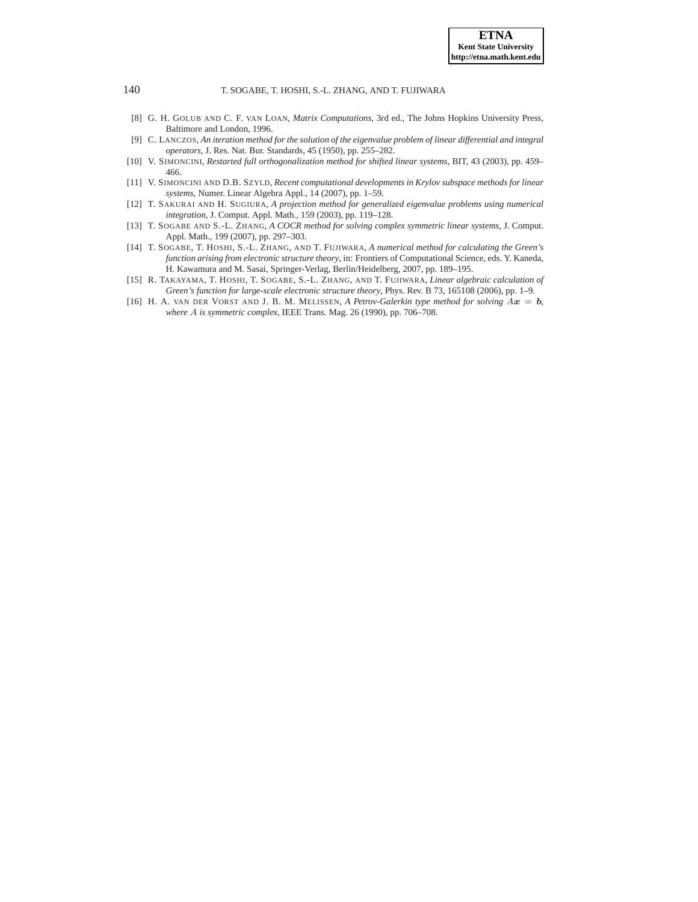[8] G. H. Golub and C. F. van Loan, *Matrix Computations*, 3rd ed., The Johns Hopkins University Press, Baltimore and London, 1996.

[9] C. Lanczos, *An iteration method for the solution of the eigenvalue problem of linear differential and integral operators*, J. Res. Nat. Bur. Standards, 45 (1950), pp. 255–282.

[10] V. Simoncini, *Restarted full orthogonalization method for shifted linear systems*, BIT, 43 (2003), pp. 459–466.

[11] V. Simoncini and D.B. Szyld, *Recent computational developments in Krylov subspace methods for linear systems*, Numer. Linear Algebra Appl., 14 (2007), pp. 1–59.

[12] T. Sakurai and H. Sugiura, *A projection method for generalized eigenvalue problems using numerical integration*, J. Comput. Appl. Math., 159 (2003), pp. 119–128.

[13] T. Sogabe and S.-L. Zhang, *A COCR method for solving complex symmetric linear systems*, J. Comput. Appl. Math., 199 (2007), pp. 297–303.

[14] T. Sogabe, T. Hoshi, S.-L. Zhang, and T. Fujiwara, *A numerical method for calculating the Green's function arising from electronic structure theory*, in: Frontiers of Computational Science, eds. Y. Kaneda, H. Kawamura and M. Sasai, Springer-Verlag, Berlin/Heidelberg, 2007, pp. 189–195.

[15] R. Takayama, T. Hoshi, T. Sogabe, S.-L. Zhang, and T. Fujiwara, *Linear algebraic calculation of Green's function for large-scale electronic structure theory*, Phys. Rev. B 73, 165108 (2006), pp. 1–9.

[16] H. A. van der Vorst and J. B. M. Melissen, *A Petrov-Galerkin type method for solving $A\boldsymbol{x} = \boldsymbol{b}$, where $A$ is symmetric complex*, IEEE Trans. Mag. 26 (1990), pp. 706–708.